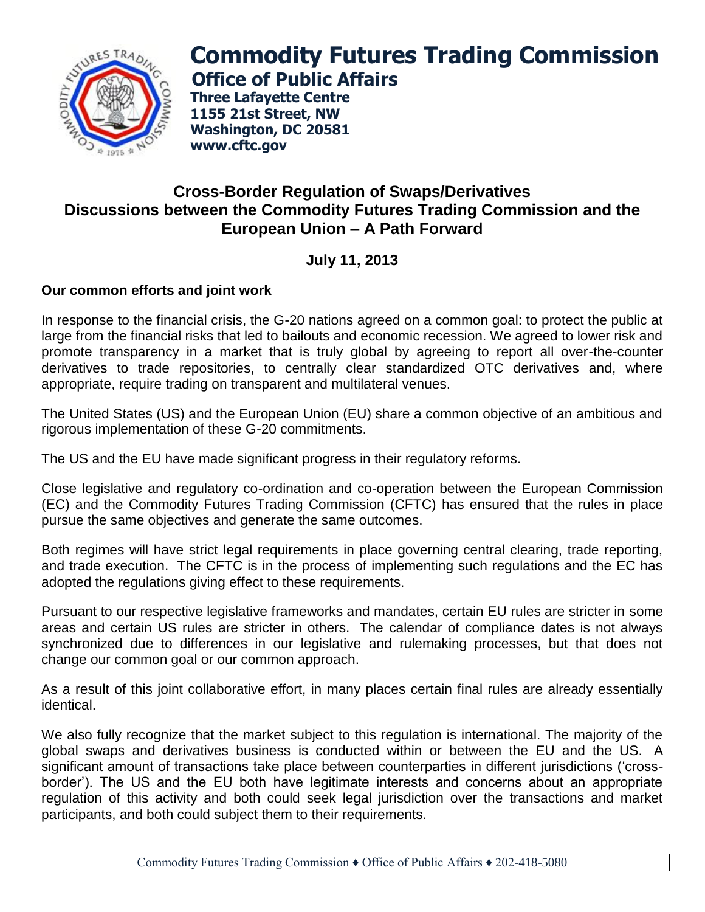# Commodity Futures Trading Commission

## Office of Public Affairs

**Three Lafayette Centre**
**1155 21st Street, NW**
**Washington, DC 20581**
**www.cftc.gov**

## Cross-Border Regulation of Swaps/Derivatives
## Discussions between the Commodity Futures Trading Commission and the European Union – A Path Forward

**July 11, 2013**

### Our common efforts and joint work

In response to the financial crisis, the G-20 nations agreed on a common goal: to protect the public at large from the financial risks that led to bailouts and economic recession. We agreed to lower risk and promote transparency in a market that is truly global by agreeing to report all over-the-counter derivatives to trade repositories, to centrally clear standardized OTC derivatives and, where appropriate, require trading on transparent and multilateral venues.

The United States (US) and the European Union (EU) share a common objective of an ambitious and rigorous implementation of these G-20 commitments.

The US and the EU have made significant progress in their regulatory reforms.

Close legislative and regulatory co-ordination and co-operation between the European Commission (EC) and the Commodity Futures Trading Commission (CFTC) has ensured that the rules in place pursue the same objectives and generate the same outcomes.

Both regimes will have strict legal requirements in place governing central clearing, trade reporting, and trade execution. The CFTC is in the process of implementing such regulations and the EC has adopted the regulations giving effect to these requirements.

Pursuant to our respective legislative frameworks and mandates, certain EU rules are stricter in some areas and certain US rules are stricter in others. The calendar of compliance dates is not always synchronized due to differences in our legislative and rulemaking processes, but that does not change our common goal or our common approach.

As a result of this joint collaborative effort, in many places certain final rules are already essentially identical.

We also fully recognize that the market subject to this regulation is international. The majority of the global swaps and derivatives business is conducted within or between the EU and the US. A significant amount of transactions take place between counterparties in different jurisdictions ('cross-border'). The US and the EU both have legitimate interests and concerns about an appropriate regulation of this activity and both could seek legal jurisdiction over the transactions and market participants, and both could subject them to their requirements.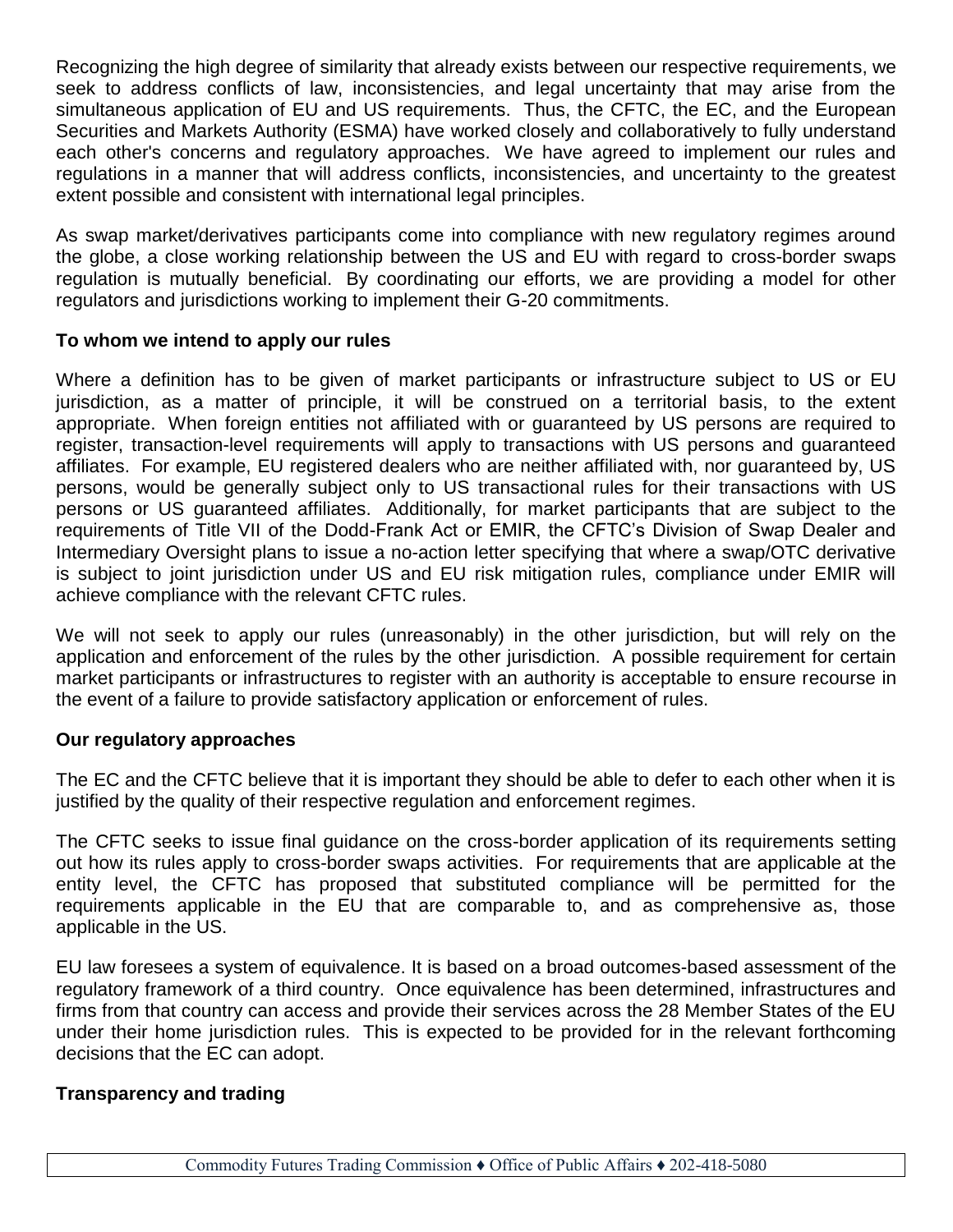Recognizing the high degree of similarity that already exists between our respective requirements, we seek to address conflicts of law, inconsistencies, and legal uncertainty that may arise from the simultaneous application of EU and US requirements. Thus, the CFTC, the EC, and the European Securities and Markets Authority (ESMA) have worked closely and collaboratively to fully understand each other's concerns and regulatory approaches. We have agreed to implement our rules and regulations in a manner that will address conflicts, inconsistencies, and uncertainty to the greatest extent possible and consistent with international legal principles.

As swap market/derivatives participants come into compliance with new regulatory regimes around the globe, a close working relationship between the US and EU with regard to cross-border swaps regulation is mutually beneficial. By coordinating our efforts, we are providing a model for other regulators and jurisdictions working to implement their G-20 commitments.

**To whom we intend to apply our rules**

Where a definition has to be given of market participants or infrastructure subject to US or EU jurisdiction, as a matter of principle, it will be construed on a territorial basis, to the extent appropriate. When foreign entities not affiliated with or guaranteed by US persons are required to register, transaction-level requirements will apply to transactions with US persons and guaranteed affiliates. For example, EU registered dealers who are neither affiliated with, nor guaranteed by, US persons, would be generally subject only to US transactional rules for their transactions with US persons or US guaranteed affiliates. Additionally, for market participants that are subject to the requirements of Title VII of the Dodd-Frank Act or EMIR, the CFTC's Division of Swap Dealer and Intermediary Oversight plans to issue a no-action letter specifying that where a swap/OTC derivative is subject to joint jurisdiction under US and EU risk mitigation rules, compliance under EMIR will achieve compliance with the relevant CFTC rules.

We will not seek to apply our rules (unreasonably) in the other jurisdiction, but will rely on the application and enforcement of the rules by the other jurisdiction. A possible requirement for certain market participants or infrastructures to register with an authority is acceptable to ensure recourse in the event of a failure to provide satisfactory application or enforcement of rules.

**Our regulatory approaches**

The EC and the CFTC believe that it is important they should be able to defer to each other when it is justified by the quality of their respective regulation and enforcement regimes.

The CFTC seeks to issue final guidance on the cross-border application of its requirements setting out how its rules apply to cross-border swaps activities. For requirements that are applicable at the entity level, the CFTC has proposed that substituted compliance will be permitted for the requirements applicable in the EU that are comparable to, and as comprehensive as, those applicable in the US.

EU law foresees a system of equivalence. It is based on a broad outcomes-based assessment of the regulatory framework of a third country. Once equivalence has been determined, infrastructures and firms from that country can access and provide their services across the 28 Member States of the EU under their home jurisdiction rules. This is expected to be provided for in the relevant forthcoming decisions that the EC can adopt.

**Transparency and trading**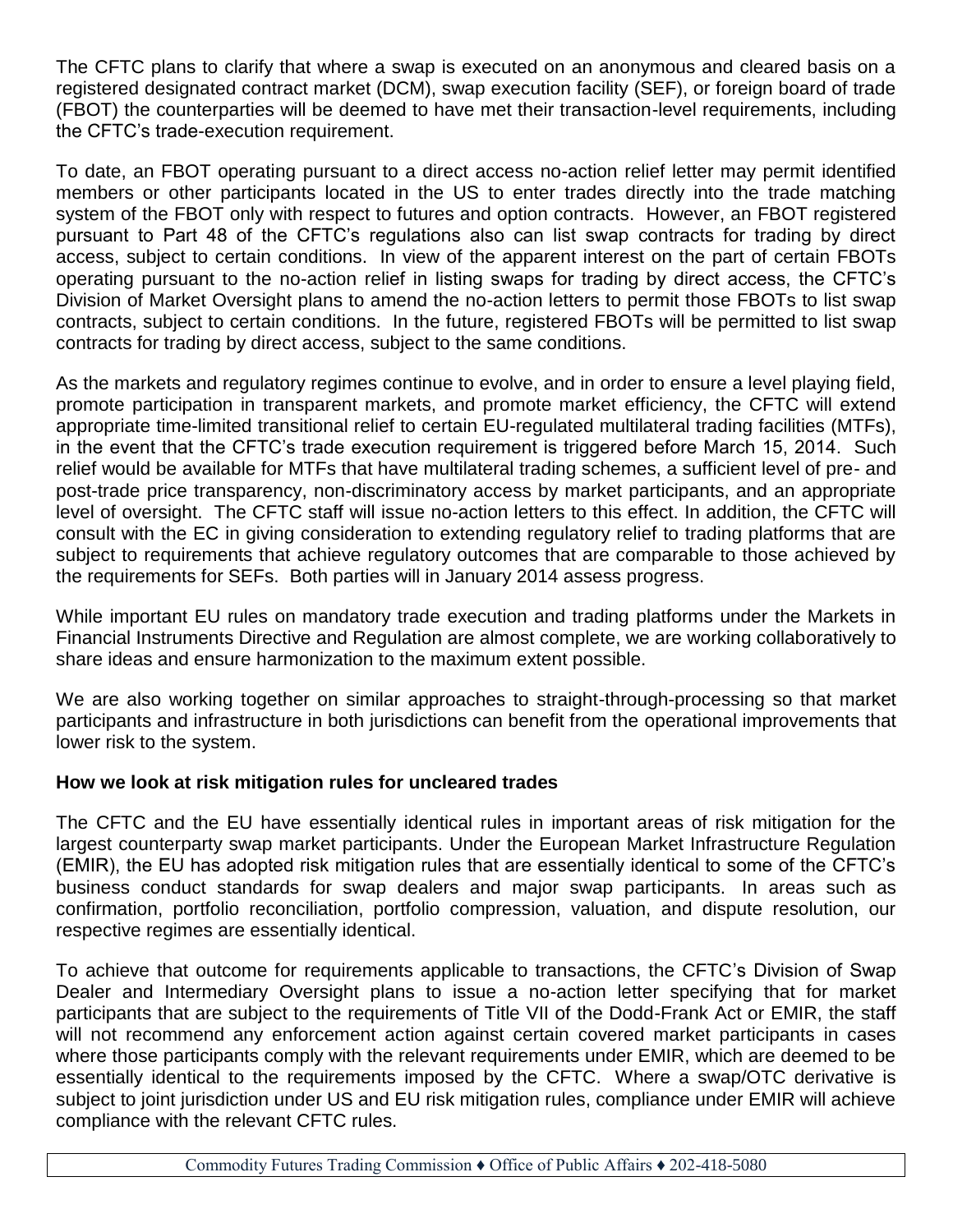The CFTC plans to clarify that where a swap is executed on an anonymous and cleared basis on a registered designated contract market (DCM), swap execution facility (SEF), or foreign board of trade (FBOT) the counterparties will be deemed to have met their transaction-level requirements, including the CFTC's trade-execution requirement.

To date, an FBOT operating pursuant to a direct access no-action relief letter may permit identified members or other participants located in the US to enter trades directly into the trade matching system of the FBOT only with respect to futures and option contracts. However, an FBOT registered pursuant to Part 48 of the CFTC's regulations also can list swap contracts for trading by direct access, subject to certain conditions. In view of the apparent interest on the part of certain FBOTs operating pursuant to the no-action relief in listing swaps for trading by direct access, the CFTC's Division of Market Oversight plans to amend the no-action letters to permit those FBOTs to list swap contracts, subject to certain conditions. In the future, registered FBOTs will be permitted to list swap contracts for trading by direct access, subject to the same conditions.

As the markets and regulatory regimes continue to evolve, and in order to ensure a level playing field, promote participation in transparent markets, and promote market efficiency, the CFTC will extend appropriate time-limited transitional relief to certain EU-regulated multilateral trading facilities (MTFs), in the event that the CFTC's trade execution requirement is triggered before March 15, 2014. Such relief would be available for MTFs that have multilateral trading schemes, a sufficient level of pre- and post-trade price transparency, non-discriminatory access by market participants, and an appropriate level of oversight. The CFTC staff will issue no-action letters to this effect. In addition, the CFTC will consult with the EC in giving consideration to extending regulatory relief to trading platforms that are subject to requirements that achieve regulatory outcomes that are comparable to those achieved by the requirements for SEFs. Both parties will in January 2014 assess progress.

While important EU rules on mandatory trade execution and trading platforms under the Markets in Financial Instruments Directive and Regulation are almost complete, we are working collaboratively to share ideas and ensure harmonization to the maximum extent possible.

We are also working together on similar approaches to straight-through-processing so that market participants and infrastructure in both jurisdictions can benefit from the operational improvements that lower risk to the system.

**How we look at risk mitigation rules for uncleared trades**

The CFTC and the EU have essentially identical rules in important areas of risk mitigation for the largest counterparty swap market participants. Under the European Market Infrastructure Regulation (EMIR), the EU has adopted risk mitigation rules that are essentially identical to some of the CFTC's business conduct standards for swap dealers and major swap participants. In areas such as confirmation, portfolio reconciliation, portfolio compression, valuation, and dispute resolution, our respective regimes are essentially identical.

To achieve that outcome for requirements applicable to transactions, the CFTC's Division of Swap Dealer and Intermediary Oversight plans to issue a no-action letter specifying that for market participants that are subject to the requirements of Title VII of the Dodd-Frank Act or EMIR, the staff will not recommend any enforcement action against certain covered market participants in cases where those participants comply with the relevant requirements under EMIR, which are deemed to be essentially identical to the requirements imposed by the CFTC. Where a swap/OTC derivative is subject to joint jurisdiction under US and EU risk mitigation rules, compliance under EMIR will achieve compliance with the relevant CFTC rules.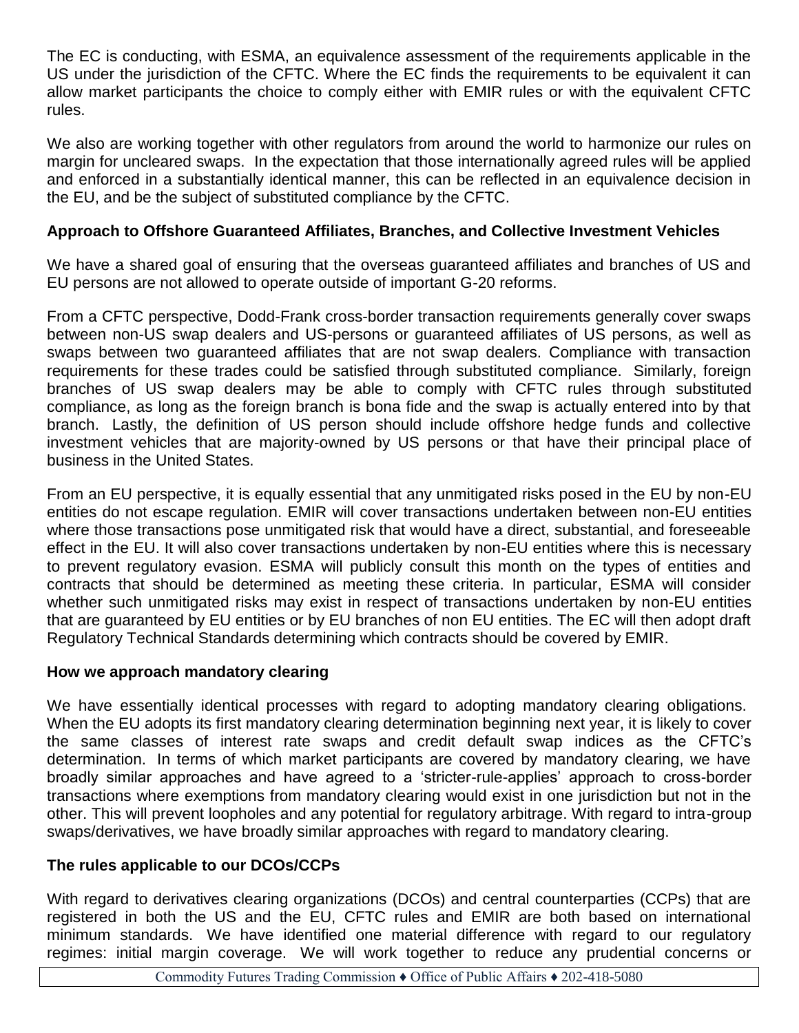The EC is conducting, with ESMA, an equivalence assessment of the requirements applicable in the US under the jurisdiction of the CFTC. Where the EC finds the requirements to be equivalent it can allow market participants the choice to comply either with EMIR rules or with the equivalent CFTC rules.

We also are working together with other regulators from around the world to harmonize our rules on margin for uncleared swaps. In the expectation that those internationally agreed rules will be applied and enforced in a substantially identical manner, this can be reflected in an equivalence decision in the EU, and be the subject of substituted compliance by the CFTC.

**Approach to Offshore Guaranteed Affiliates, Branches, and Collective Investment Vehicles**

We have a shared goal of ensuring that the overseas guaranteed affiliates and branches of US and EU persons are not allowed to operate outside of important G-20 reforms.

From a CFTC perspective, Dodd-Frank cross-border transaction requirements generally cover swaps between non-US swap dealers and US-persons or guaranteed affiliates of US persons, as well as swaps between two guaranteed affiliates that are not swap dealers. Compliance with transaction requirements for these trades could be satisfied through substituted compliance. Similarly, foreign branches of US swap dealers may be able to comply with CFTC rules through substituted compliance, as long as the foreign branch is bona fide and the swap is actually entered into by that branch. Lastly, the definition of US person should include offshore hedge funds and collective investment vehicles that are majority-owned by US persons or that have their principal place of business in the United States.

From an EU perspective, it is equally essential that any unmitigated risks posed in the EU by non-EU entities do not escape regulation. EMIR will cover transactions undertaken between non-EU entities where those transactions pose unmitigated risk that would have a direct, substantial, and foreseeable effect in the EU. It will also cover transactions undertaken by non-EU entities where this is necessary to prevent regulatory evasion. ESMA will publicly consult this month on the types of entities and contracts that should be determined as meeting these criteria. In particular, ESMA will consider whether such unmitigated risks may exist in respect of transactions undertaken by non-EU entities that are guaranteed by EU entities or by EU branches of non EU entities. The EC will then adopt draft Regulatory Technical Standards determining which contracts should be covered by EMIR.

**How we approach mandatory clearing**

We have essentially identical processes with regard to adopting mandatory clearing obligations. When the EU adopts its first mandatory clearing determination beginning next year, it is likely to cover the same classes of interest rate swaps and credit default swap indices as the CFTC's determination. In terms of which market participants are covered by mandatory clearing, we have broadly similar approaches and have agreed to a 'stricter-rule-applies' approach to cross-border transactions where exemptions from mandatory clearing would exist in one jurisdiction but not in the other. This will prevent loopholes and any potential for regulatory arbitrage. With regard to intra-group swaps/derivatives, we have broadly similar approaches with regard to mandatory clearing.

**The rules applicable to our DCOs/CCPs**

With regard to derivatives clearing organizations (DCOs) and central counterparties (CCPs) that are registered in both the US and the EU, CFTC rules and EMIR are both based on international minimum standards. We have identified one material difference with regard to our regulatory regimes: initial margin coverage. We will work together to reduce any prudential concerns or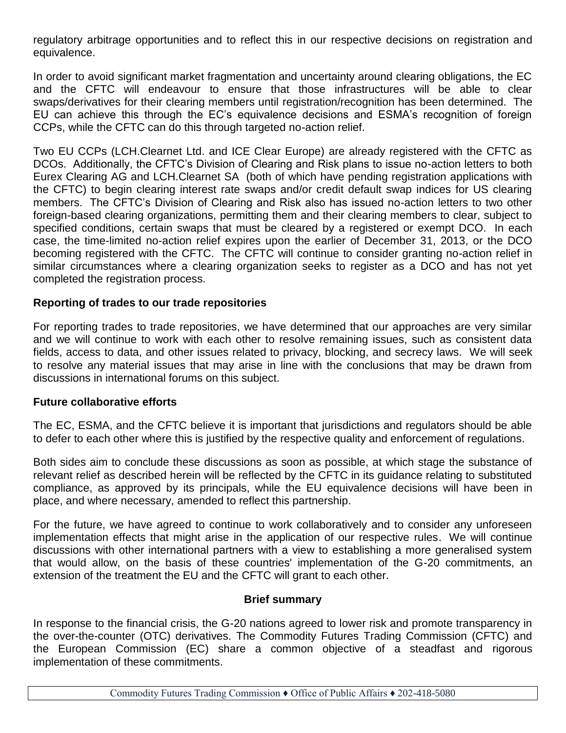regulatory arbitrage opportunities and to reflect this in our respective decisions on registration and equivalence.

In order to avoid significant market fragmentation and uncertainty around clearing obligations, the EC and the CFTC will endeavour to ensure that those infrastructures will be able to clear swaps/derivatives for their clearing members until registration/recognition has been determined. The EU can achieve this through the EC's equivalence decisions and ESMA's recognition of foreign CCPs, while the CFTC can do this through targeted no-action relief.

Two EU CCPs (LCH.Clearnet Ltd. and ICE Clear Europe) are already registered with the CFTC as DCOs. Additionally, the CFTC's Division of Clearing and Risk plans to issue no-action letters to both Eurex Clearing AG and LCH.Clearnet SA (both of which have pending registration applications with the CFTC) to begin clearing interest rate swaps and/or credit default swap indices for US clearing members. The CFTC's Division of Clearing and Risk also has issued no-action letters to two other foreign-based clearing organizations, permitting them and their clearing members to clear, subject to specified conditions, certain swaps that must be cleared by a registered or exempt DCO. In each case, the time-limited no-action relief expires upon the earlier of December 31, 2013, or the DCO becoming registered with the CFTC. The CFTC will continue to consider granting no-action relief in similar circumstances where a clearing organization seeks to register as a DCO and has not yet completed the registration process.

**Reporting of trades to our trade repositories**

For reporting trades to trade repositories, we have determined that our approaches are very similar and we will continue to work with each other to resolve remaining issues, such as consistent data fields, access to data, and other issues related to privacy, blocking, and secrecy laws. We will seek to resolve any material issues that may arise in line with the conclusions that may be drawn from discussions in international forums on this subject.

**Future collaborative efforts**

The EC, ESMA, and the CFTC believe it is important that jurisdictions and regulators should be able to defer to each other where this is justified by the respective quality and enforcement of regulations.

Both sides aim to conclude these discussions as soon as possible, at which stage the substance of relevant relief as described herein will be reflected by the CFTC in its guidance relating to substituted compliance, as approved by its principals, while the EU equivalence decisions will have been in place, and where necessary, amended to reflect this partnership.

For the future, we have agreed to continue to work collaboratively and to consider any unforeseen implementation effects that might arise in the application of our respective rules. We will continue discussions with other international partners with a view to establishing a more generalised system that would allow, on the basis of these countries' implementation of the G-20 commitments, an extension of the treatment the EU and the CFTC will grant to each other.

**Brief summary**

In response to the financial crisis, the G-20 nations agreed to lower risk and promote transparency in the over-the-counter (OTC) derivatives. The Commodity Futures Trading Commission (CFTC) and the European Commission (EC) share a common objective of a steadfast and rigorous implementation of these commitments.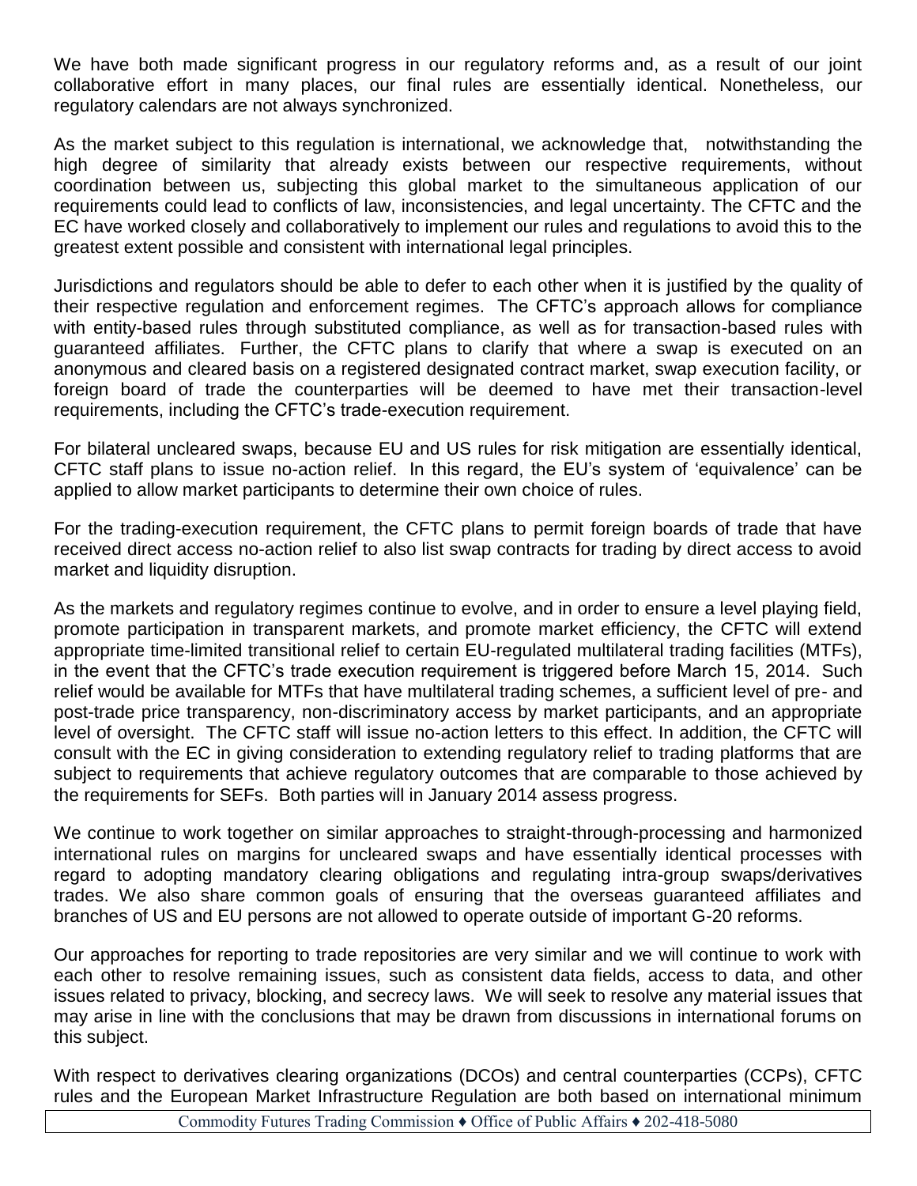We have both made significant progress in our regulatory reforms and, as a result of our joint collaborative effort in many places, our final rules are essentially identical. Nonetheless, our regulatory calendars are not always synchronized.

As the market subject to this regulation is international, we acknowledge that, notwithstanding the high degree of similarity that already exists between our respective requirements, without coordination between us, subjecting this global market to the simultaneous application of our requirements could lead to conflicts of law, inconsistencies, and legal uncertainty. The CFTC and the EC have worked closely and collaboratively to implement our rules and regulations to avoid this to the greatest extent possible and consistent with international legal principles.

Jurisdictions and regulators should be able to defer to each other when it is justified by the quality of their respective regulation and enforcement regimes. The CFTC's approach allows for compliance with entity-based rules through substituted compliance, as well as for transaction-based rules with guaranteed affiliates. Further, the CFTC plans to clarify that where a swap is executed on an anonymous and cleared basis on a registered designated contract market, swap execution facility, or foreign board of trade the counterparties will be deemed to have met their transaction-level requirements, including the CFTC's trade-execution requirement.

For bilateral uncleared swaps, because EU and US rules for risk mitigation are essentially identical, CFTC staff plans to issue no-action relief. In this regard, the EU's system of 'equivalence' can be applied to allow market participants to determine their own choice of rules.

For the trading-execution requirement, the CFTC plans to permit foreign boards of trade that have received direct access no-action relief to also list swap contracts for trading by direct access to avoid market and liquidity disruption.

As the markets and regulatory regimes continue to evolve, and in order to ensure a level playing field, promote participation in transparent markets, and promote market efficiency, the CFTC will extend appropriate time-limited transitional relief to certain EU-regulated multilateral trading facilities (MTFs), in the event that the CFTC's trade execution requirement is triggered before March 15, 2014. Such relief would be available for MTFs that have multilateral trading schemes, a sufficient level of pre- and post-trade price transparency, non-discriminatory access by market participants, and an appropriate level of oversight. The CFTC staff will issue no-action letters to this effect. In addition, the CFTC will consult with the EC in giving consideration to extending regulatory relief to trading platforms that are subject to requirements that achieve regulatory outcomes that are comparable to those achieved by the requirements for SEFs. Both parties will in January 2014 assess progress.

We continue to work together on similar approaches to straight-through-processing and harmonized international rules on margins for uncleared swaps and have essentially identical processes with regard to adopting mandatory clearing obligations and regulating intra-group swaps/derivatives trades. We also share common goals of ensuring that the overseas guaranteed affiliates and branches of US and EU persons are not allowed to operate outside of important G-20 reforms.

Our approaches for reporting to trade repositories are very similar and we will continue to work with each other to resolve remaining issues, such as consistent data fields, access to data, and other issues related to privacy, blocking, and secrecy laws. We will seek to resolve any material issues that may arise in line with the conclusions that may be drawn from discussions in international forums on this subject.

With respect to derivatives clearing organizations (DCOs) and central counterparties (CCPs), CFTC rules and the European Market Infrastructure Regulation are both based on international minimum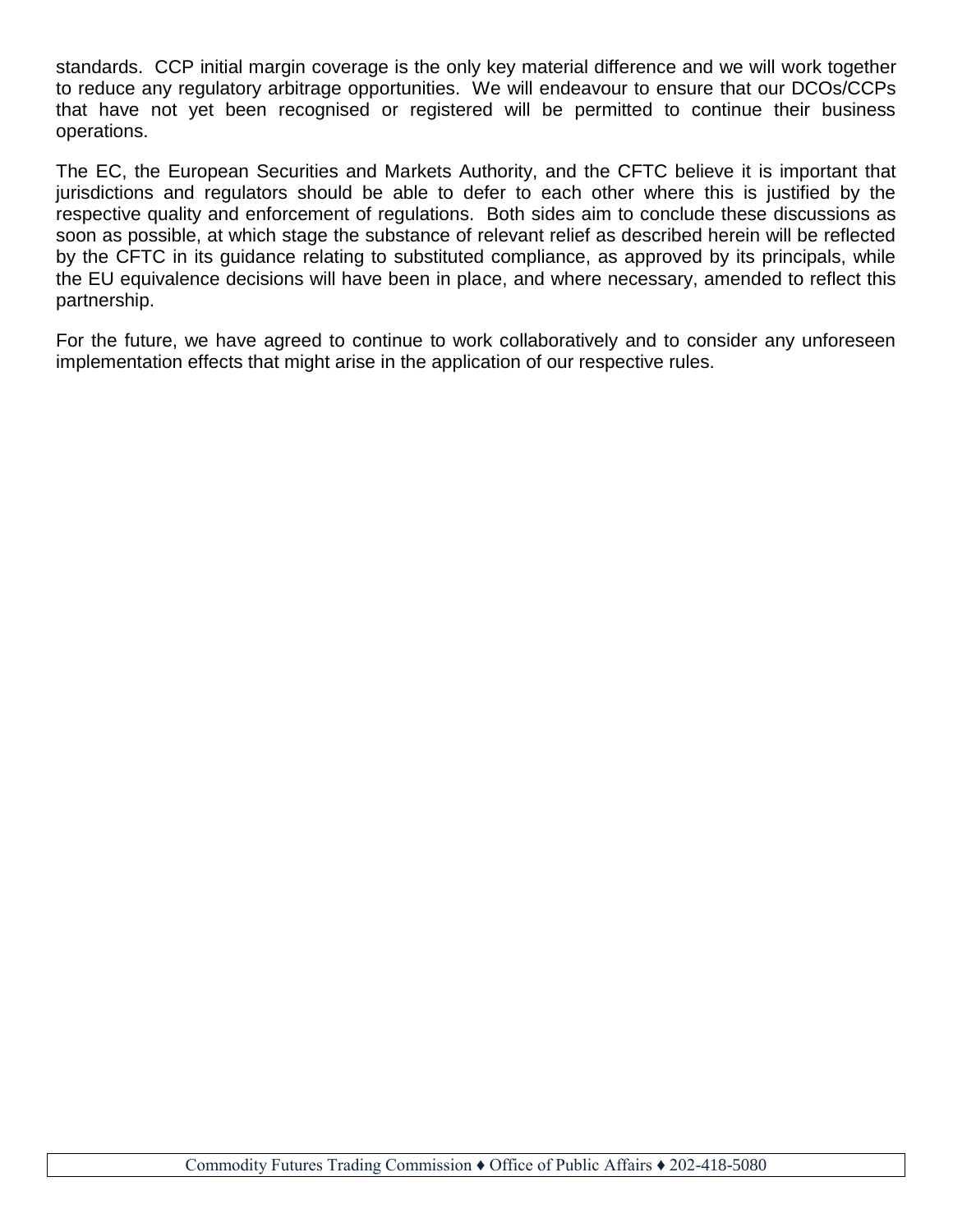standards. CCP initial margin coverage is the only key material difference and we will work together to reduce any regulatory arbitrage opportunities. We will endeavour to ensure that our DCOs/CCPs that have not yet been recognised or registered will be permitted to continue their business operations.

The EC, the European Securities and Markets Authority, and the CFTC believe it is important that jurisdictions and regulators should be able to defer to each other where this is justified by the respective quality and enforcement of regulations. Both sides aim to conclude these discussions as soon as possible, at which stage the substance of relevant relief as described herein will be reflected by the CFTC in its guidance relating to substituted compliance, as approved by its principals, while the EU equivalence decisions will have been in place, and where necessary, amended to reflect this partnership.

For the future, we have agreed to continue to work collaboratively and to consider any unforeseen implementation effects that might arise in the application of our respective rules.